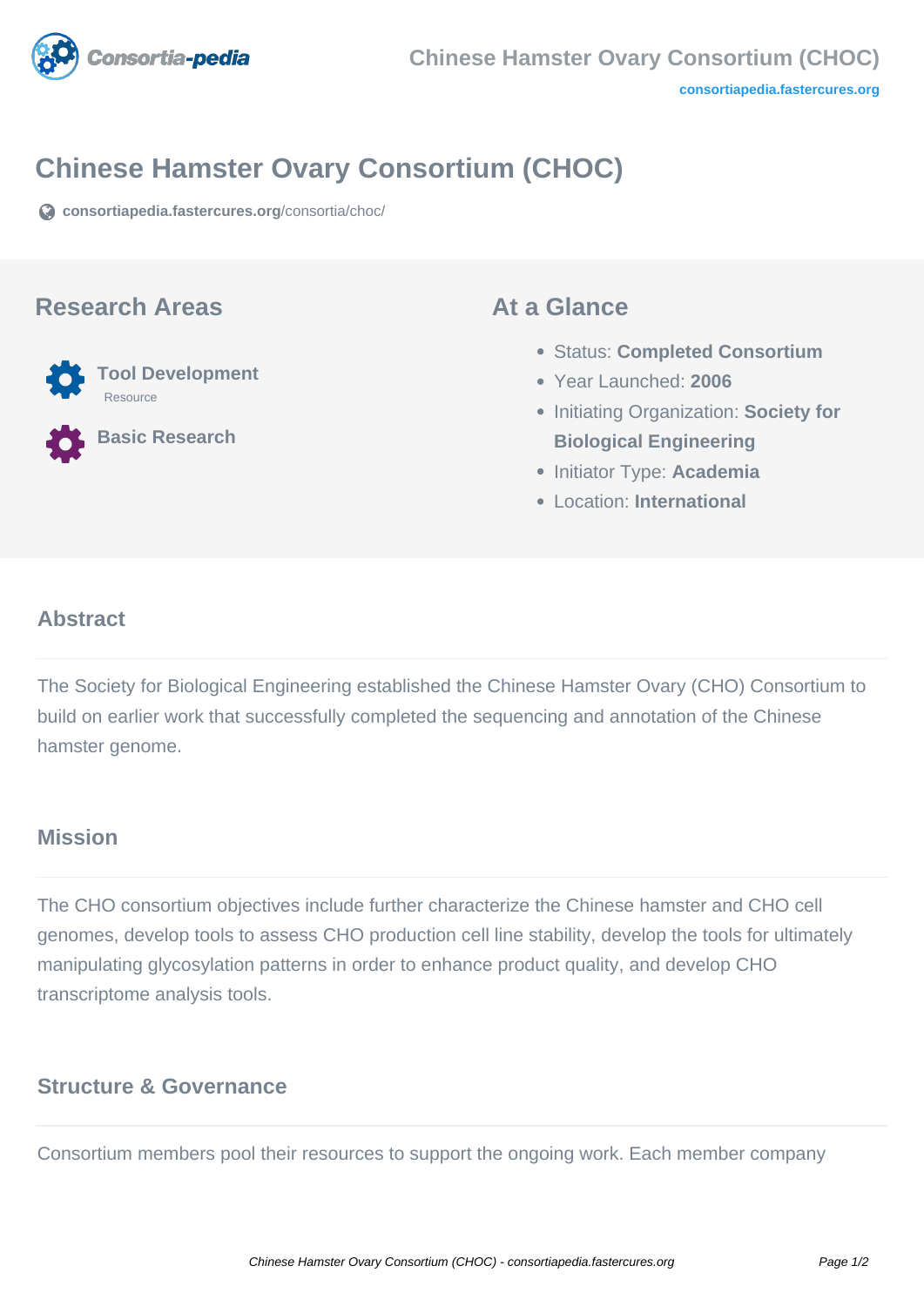# Chinese Hamster Ovary Consortium (CHOC)

consortiapedia.fastercures.org/consortia/choc/

## Research Areas

**Tool Development**
Resource

**Basic Research**

## At a Glance

- Status: **Completed Consortium**
- Year Launched: **2006**
- Initiating Organization: **Society for Biological Engineering**
- Initiator Type: **Academia**
- Location: **International**

## Abstract

The Society for Biological Engineering established the Chinese Hamster Ovary (CHO) Consortium to build on earlier work that successfully completed the sequencing and annotation of the Chinese hamster genome.

## Mission

The CHO consortium objectives include further characterize the Chinese hamster and CHO cell genomes, develop tools to assess CHO production cell line stability, develop the tools for ultimately manipulating glycosylation patterns in order to enhance product quality, and develop CHO transcriptome analysis tools.

## Structure & Governance

Consortium members pool their resources to support the ongoing work. Each member company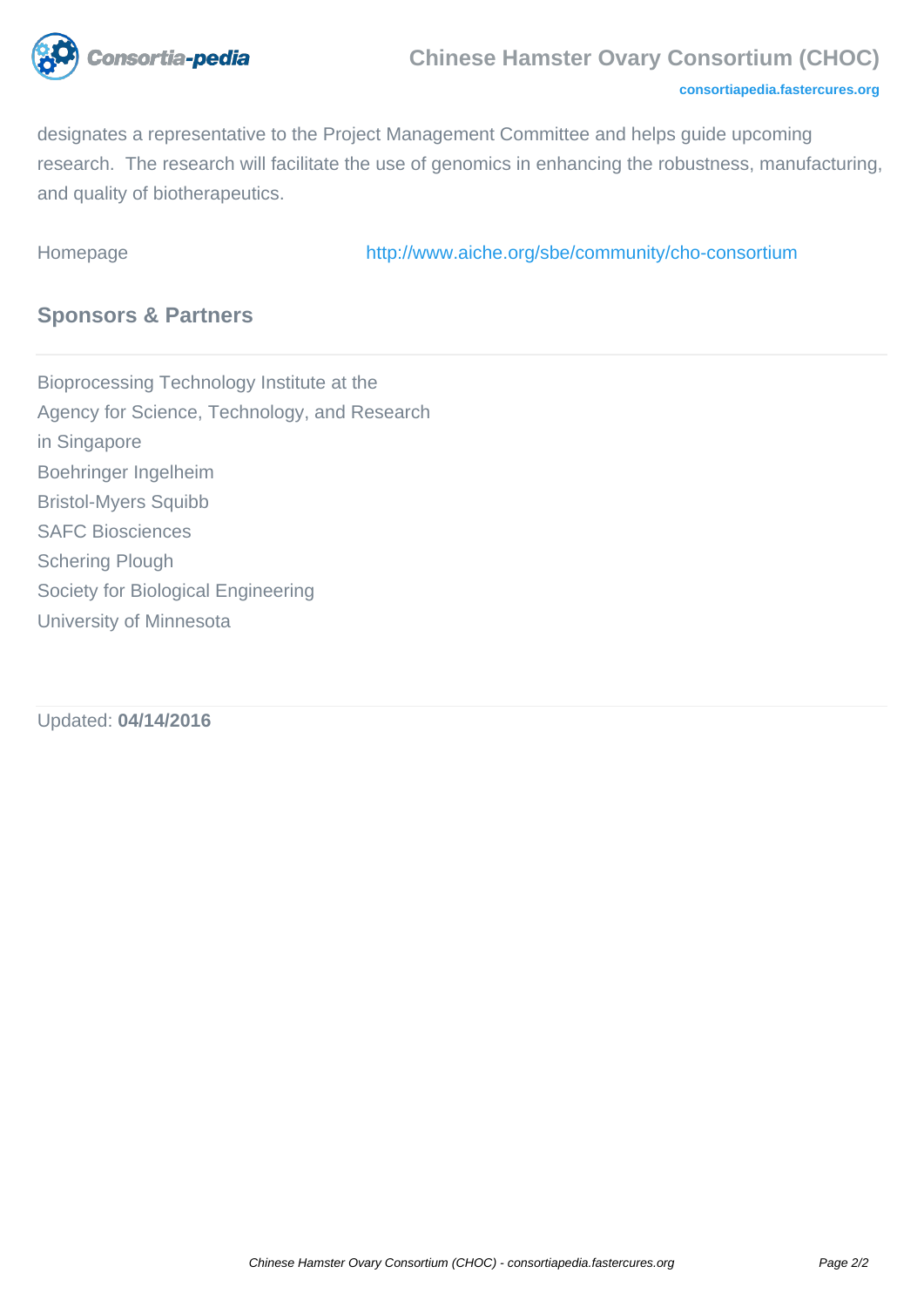designates a representative to the Project Management Committee and helps guide upcoming research. The research will facilitate the use of genomics in enhancing the robustness, manufacturing, and quality of biotherapeutics.

Homepage http://www.aiche.org/sbe/community/cho-consortium

## Sponsors & Partners

Bioprocessing Technology Institute at the Agency for Science, Technology, and Research in Singapore
Boehringer Ingelheim
Bristol-Myers Squibb
SAFC Biosciences
Schering Plough
Society for Biological Engineering
University of Minnesota

Updated: **04/14/2016**